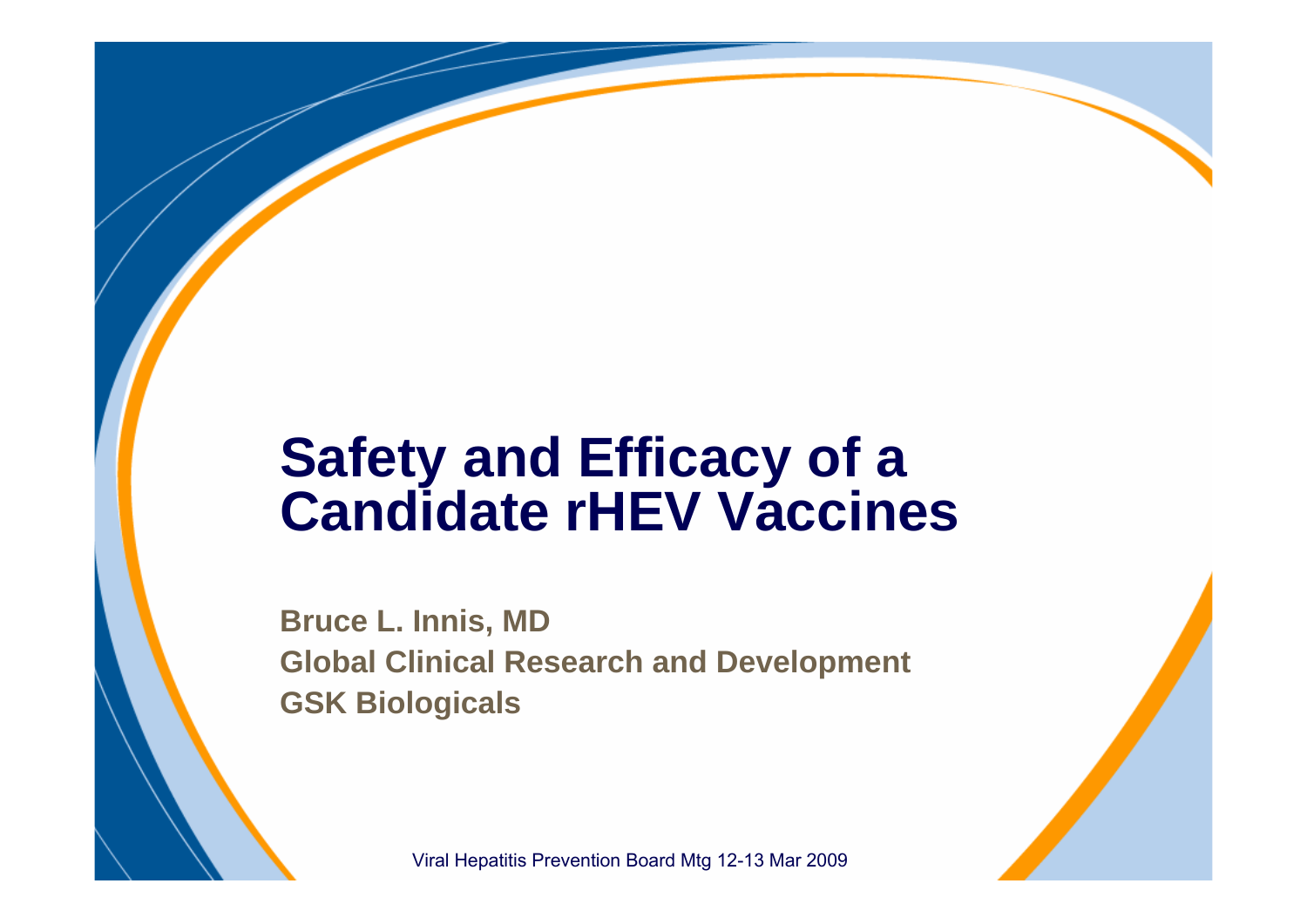# Safety and Efficacy of a Candidate rHEV Vaccines

**Bruce L. Innis, MD**
**Global Clinical Research and Development**
**GSK Biologicals**

Viral Hepatitis Prevention Board Mtg 12-13 Mar 2009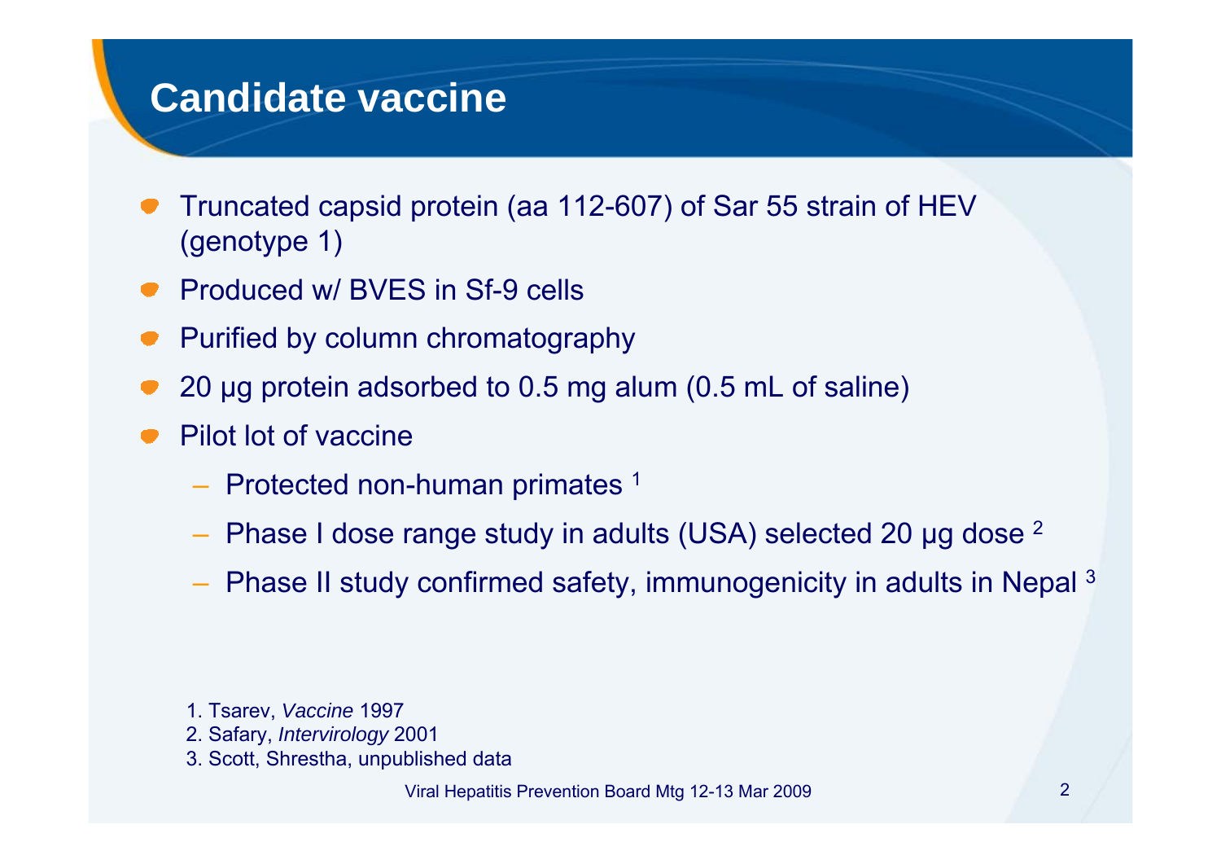# Candidate vaccine

- Truncated capsid protein (aa 112-607) of Sar 55 strain of HEV (genotype 1)
- Produced w/ BVES in Sf-9 cells
- Purified by column chromatography
- 20 µg protein adsorbed to 0.5 mg alum (0.5 mL of saline)
- Pilot lot of vaccine
  - Protected non-human primates [1]
  - Phase I dose range study in adults (USA) selected 20 µg dose [2]
  - Phase II study confirmed safety, immunogenicity in adults in Nepal [3]

1. Tsarev, *Vaccine* 1997
2. Safary, *Intervirology* 2001
3. Scott, Shrestha, unpublished data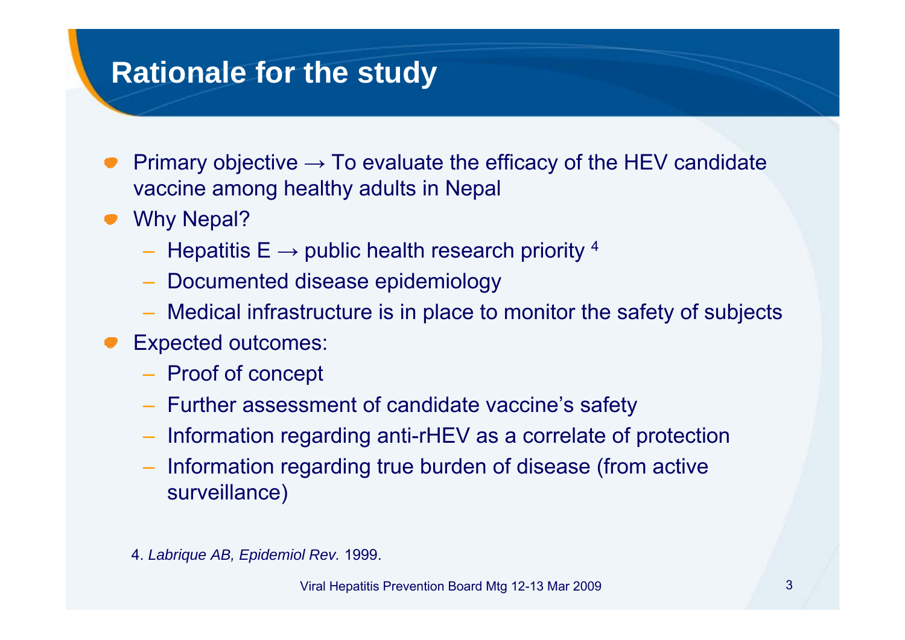# Rationale for the study

- Primary objective → To evaluate the efficacy of the HEV candidate vaccine among healthy adults in Nepal
- Why Nepal?
  - Hepatitis E → public health research priority [4]
  - Documented disease epidemiology
  - Medical infrastructure is in place to monitor the safety of subjects
- Expected outcomes:
  - Proof of concept
  - Further assessment of candidate vaccine's safety
  - Information regarding anti-rHEV as a correlate of protection
  - Information regarding true burden of disease (from active surveillance)

4. *Labrique AB, Epidemiol Rev.* 1999.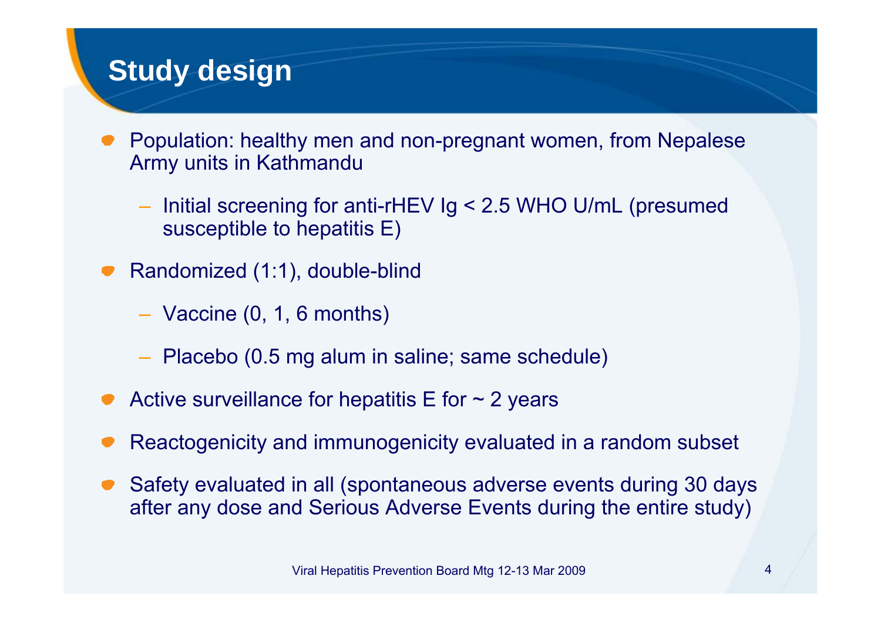# Study design

- Population: healthy men and non-pregnant women, from Nepalese Army units in Kathmandu
  - Initial screening for anti-rHEV Ig < 2.5 WHO U/mL (presumed susceptible to hepatitis E)
- Randomized (1:1), double-blind
  - Vaccine (0, 1, 6 months)
  - Placebo (0.5 mg alum in saline; same schedule)
- Active surveillance for hepatitis E for ~ 2 years
- Reactogenicity and immunogenicity evaluated in a random subset
- Safety evaluated in all (spontaneous adverse events during 30 days after any dose and Serious Adverse Events during the entire study)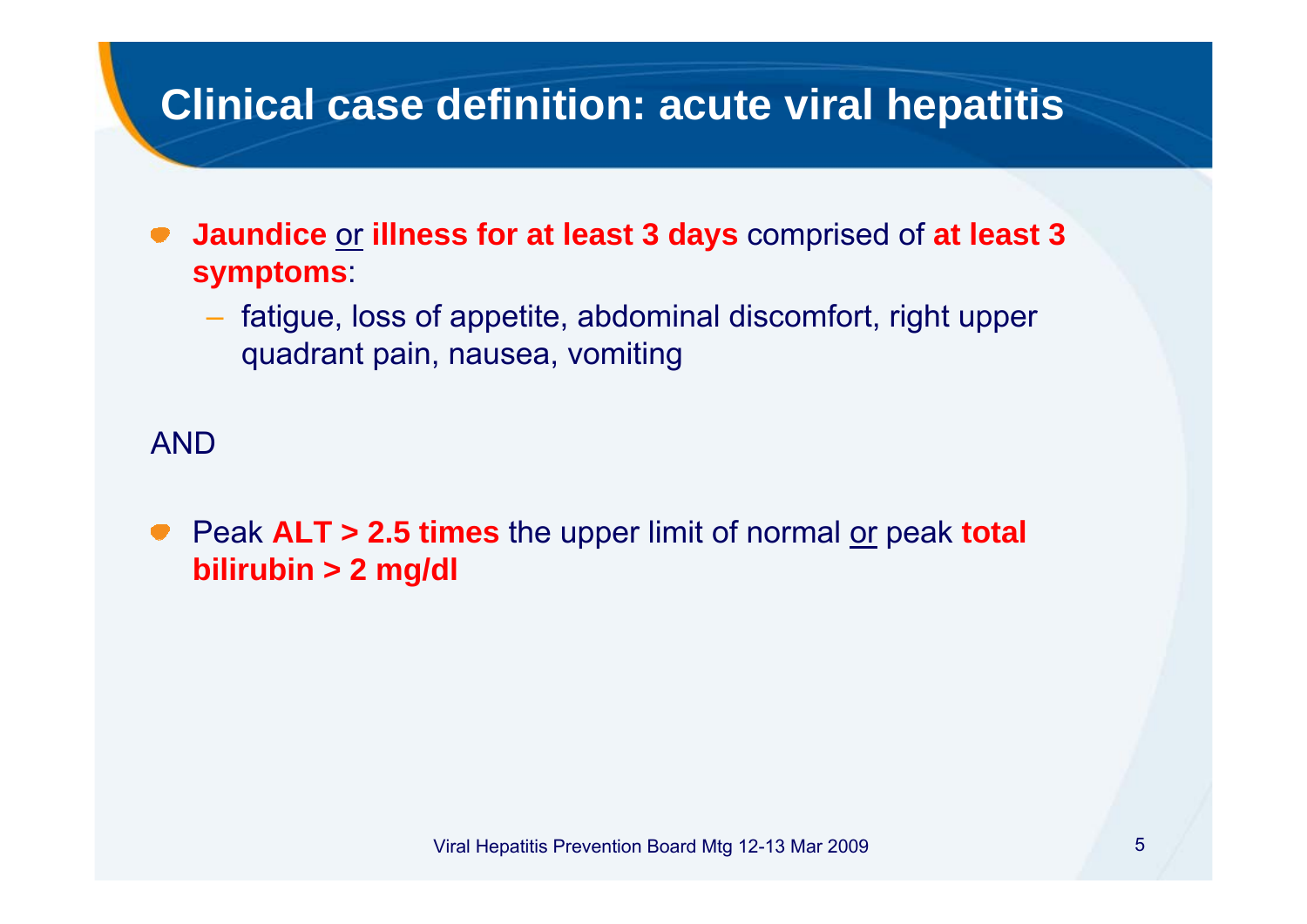# Clinical case definition: acute viral hepatitis

- **Jaundice** or **illness for at least 3 days** comprised of **at least 3 symptoms**:
  - fatigue, loss of appetite, abdominal discomfort, right upper quadrant pain, nausea, vomiting

AND

- Peak **ALT > 2.5 times** the upper limit of normal or peak **total bilirubin > 2 mg/dl**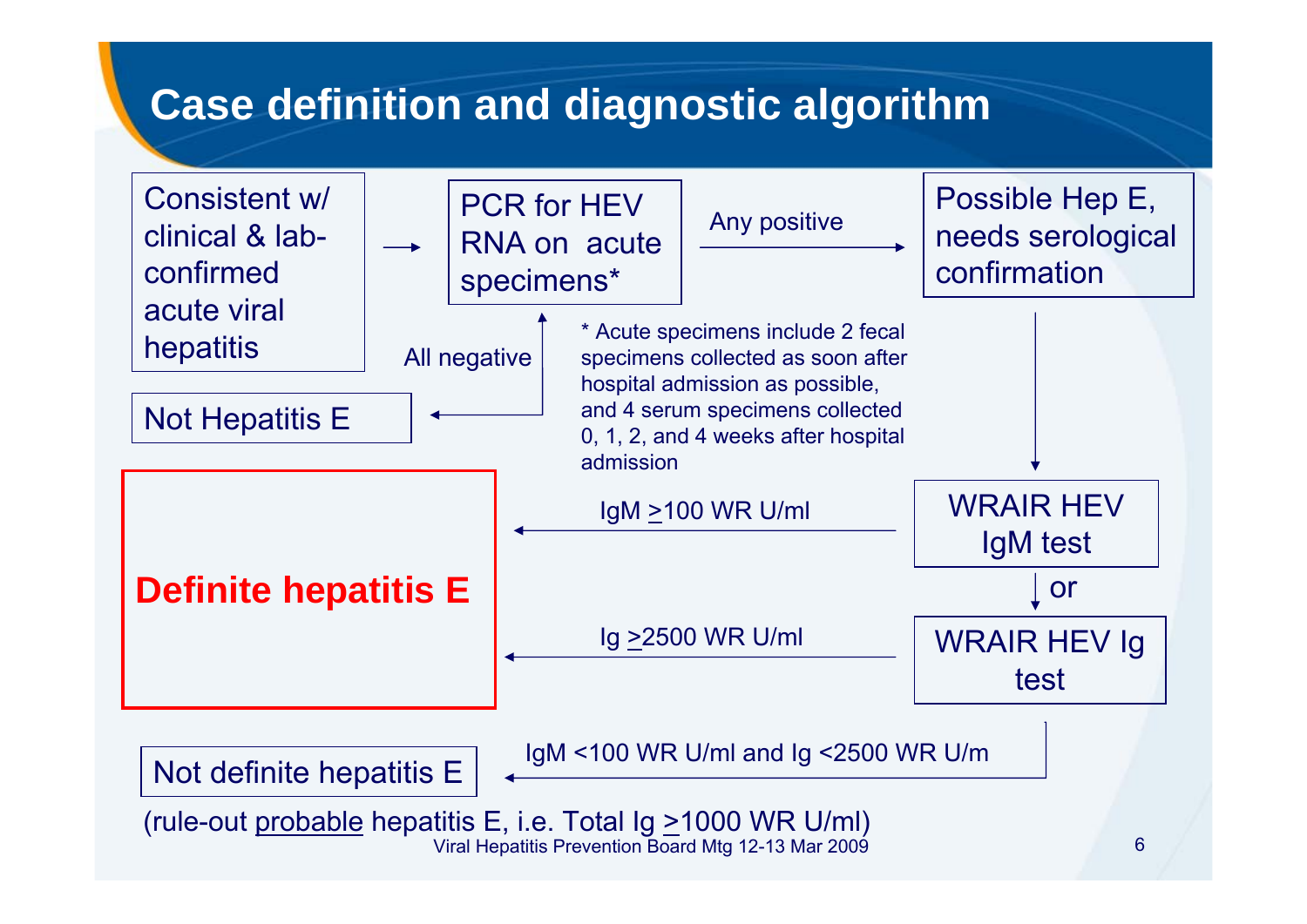# Case definition and diagnostic algorithm

Consistent w/ clinical & lab-confirmed acute viral hepatitis → PCR for HEV RNA on acute specimens*

PCR for HEV RNA on acute specimens* — Any positive → Possible Hep E, needs serological confirmation

PCR for HEV RNA on acute specimens* — All negative → Not Hepatitis E

\* Acute specimens include 2 fecal specimens collected as soon after hospital admission as possible, and 4 serum specimens collected 0, 1, 2, and 4 weeks after hospital admission

Possible Hep E, needs serological confirmation → WRAIR HEV IgM test, or WRAIR HEV Ig test

WRAIR HEV IgM test — IgM ≥100 WR U/ml → **Definite hepatitis E**

WRAIR HEV Ig test — Ig ≥2500 WR U/ml → **Definite hepatitis E**

IgM <100 WR U/ml and Ig <2500 WR U/m → Not definite hepatitis E

(rule-out probable hepatitis E, i.e. Total Ig ≥1000 WR U/ml)

Viral Hepatitis Prevention Board Mtg 12-13 Mar 2009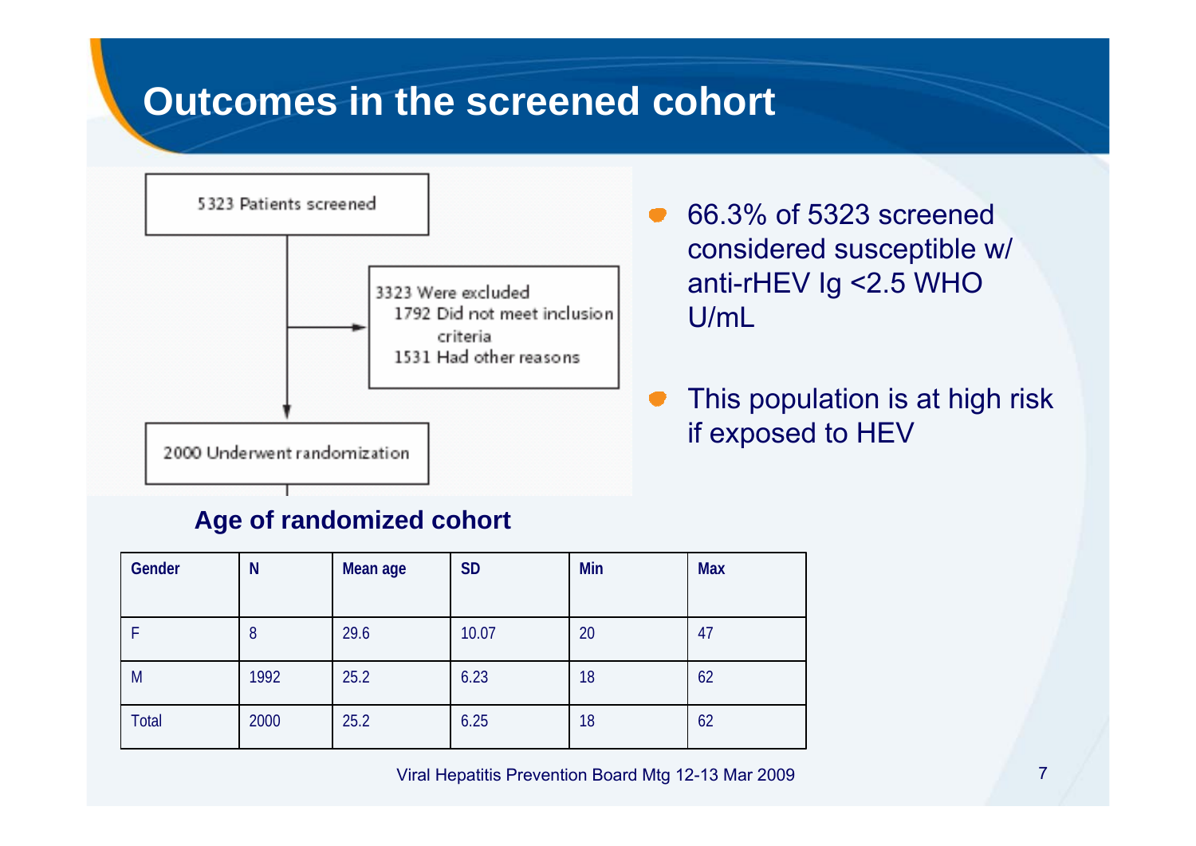# Outcomes in the screened cohort

5323 Patients screened

3323 Were excluded
- 1792 Did not meet inclusion criteria
- 1531 Had other reasons

2000 Underwent randomization

- 66.3% of 5323 screened considered susceptible w/ anti-rHEV Ig <2.5 WHO U/mL
- This population is at high risk if exposed to HEV

**Age of randomized cohort**

| Gender | N | Mean age | SD | Min | Max |
|---|---|---|---|---|---|
| F | 8 | 29.6 | 10.07 | 20 | 47 |
| M | 1992 | 25.2 | 6.23 | 18 | 62 |
| Total | 2000 | 25.2 | 6.25 | 18 | 62 |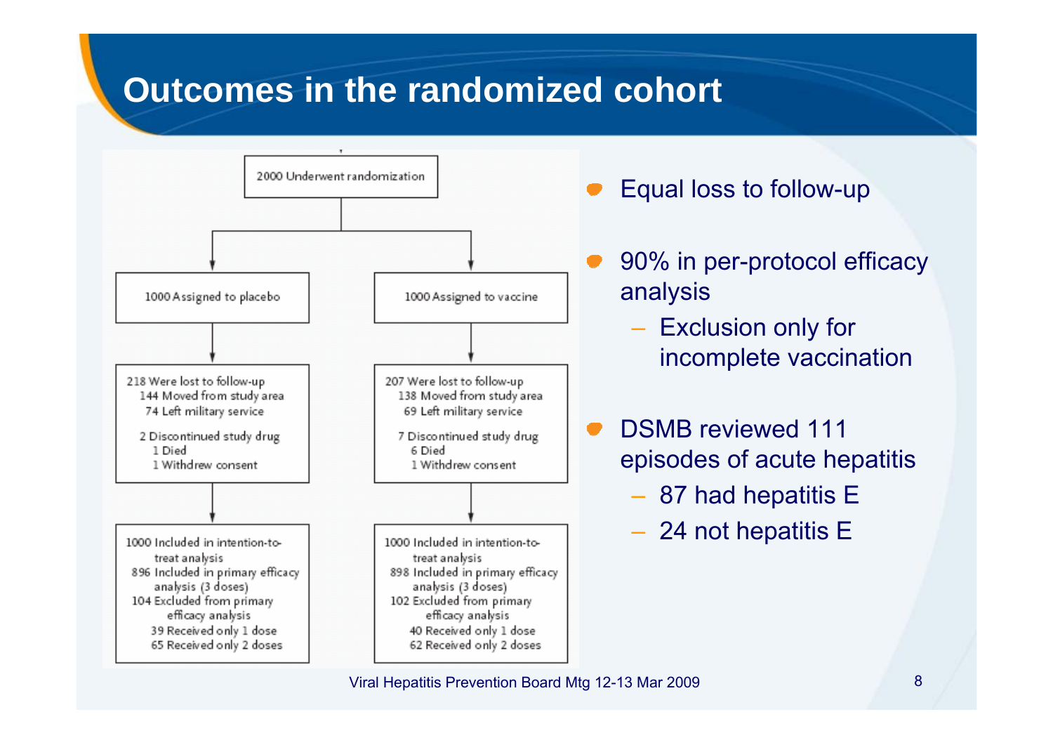# Outcomes in the randomized cohort

2000 Underwent randomization

| 1000 Assigned to placebo | 1000 Assigned to vaccine |
| --- | --- |
| 218 Were lost to follow-up; 144 Moved from study area; 74 Left military service; 2 Discontinued study drug; 1 Died; 1 Withdrew consent | 207 Were lost to follow-up; 138 Moved from study area; 69 Left military service; 7 Discontinued study drug; 6 Died; 1 Withdrew consent |
| 1000 Included in intention-to-treat analysis; 896 Included in primary efficacy analysis (3 doses); 104 Excluded from primary efficacy analysis; 39 Received only 1 dose; 65 Received only 2 doses | 1000 Included in intention-to-treat analysis; 898 Included in primary efficacy analysis (3 doses); 102 Excluded from primary efficacy analysis; 40 Received only 1 dose; 62 Received only 2 doses |

- Equal loss to follow-up
- 90% in per-protocol efficacy analysis
  - Exclusion only for incomplete vaccination
- DSMB reviewed 111 episodes of acute hepatitis
  - 87 had hepatitis E
  - 24 not hepatitis E

Viral Hepatitis Prevention Board Mtg 12-13 Mar 2009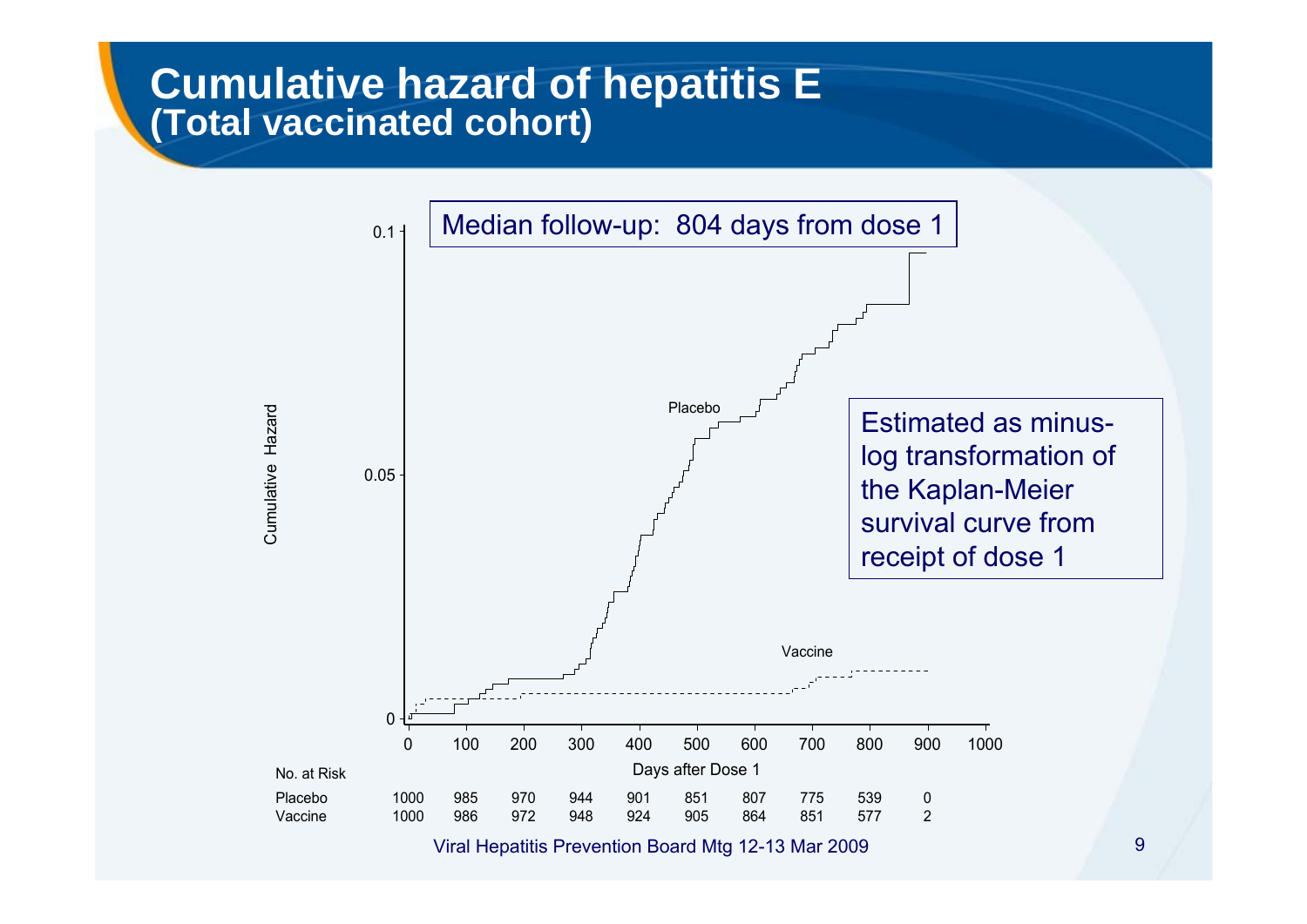# Cumulative hazard of hepatitis E
## (Total vaccinated cohort)

Median follow-up: 804 days from dose 1

Estimated as minus-log transformation of the Kaplan-Meier survival curve from receipt of dose 1

Cumulative Hazard

Days after Dose 1

| No. at Risk | 0 | 100 | 200 | 300 | 400 | 500 | 600 | 700 | 800 | 900 |
|---|---|---|---|---|---|---|---|---|---|---|
| Placebo | 1000 | 985 | 970 | 944 | 901 | 851 | 807 | 775 | 539 | 0 |
| Vaccine | 1000 | 986 | 972 | 948 | 924 | 905 | 864 | 851 | 577 | 2 |

Viral Hepatitis Prevention Board Mtg 12-13 Mar 2009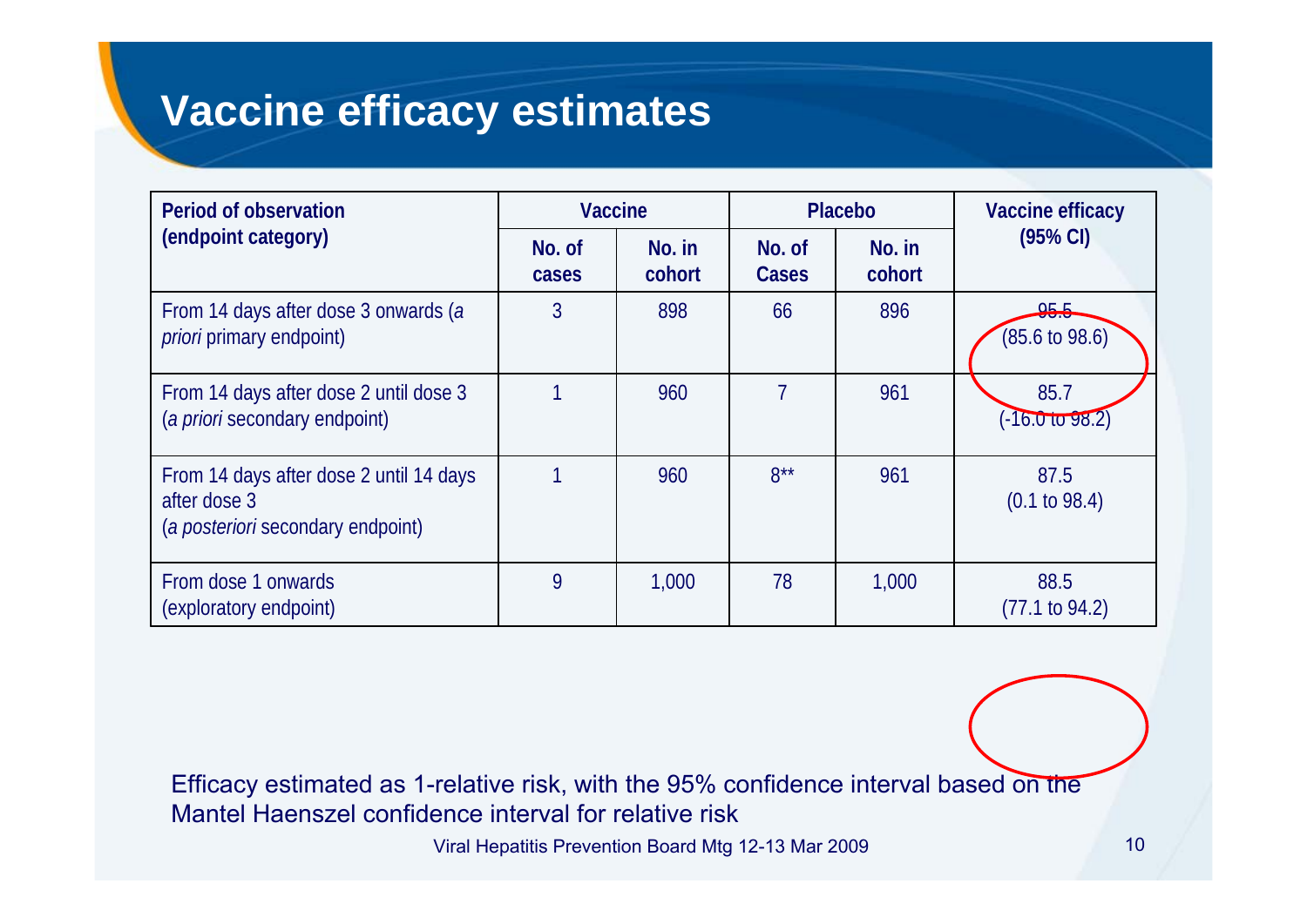# Vaccine efficacy estimates

| Period of observation (endpoint category) | Vaccine | | Placebo | | Vaccine efficacy (95% CI) |
|---|---|---|---|---|---|
| | No. of cases | No. in cohort | No. of Cases | No. in cohort | |
| From 14 days after dose 3 onwards (*a priori* primary endpoint) | 3 | 898 | 66 | 896 | 95.5 (85.6 to 98.6) |
| From 14 days after dose 2 until dose 3 (*a priori* secondary endpoint) | 1 | 960 | 7 | 961 | 85.7 (-16.0 to 98.2) |
| From 14 days after dose 2 until 14 days after dose 3 (*a posteriori* secondary endpoint) | 1 | 960 | 8** | 961 | 87.5 (0.1 to 98.4) |
| From dose 1 onwards (exploratory endpoint) | 9 | 1,000 | 78 | 1,000 | 88.5 (77.1 to 94.2) |

Efficacy estimated as 1-relative risk, with the 95% confidence interval based on the Mantel Haenszel confidence interval for relative risk

Viral Hepatitis Prevention Board Mtg 12-13 Mar 2009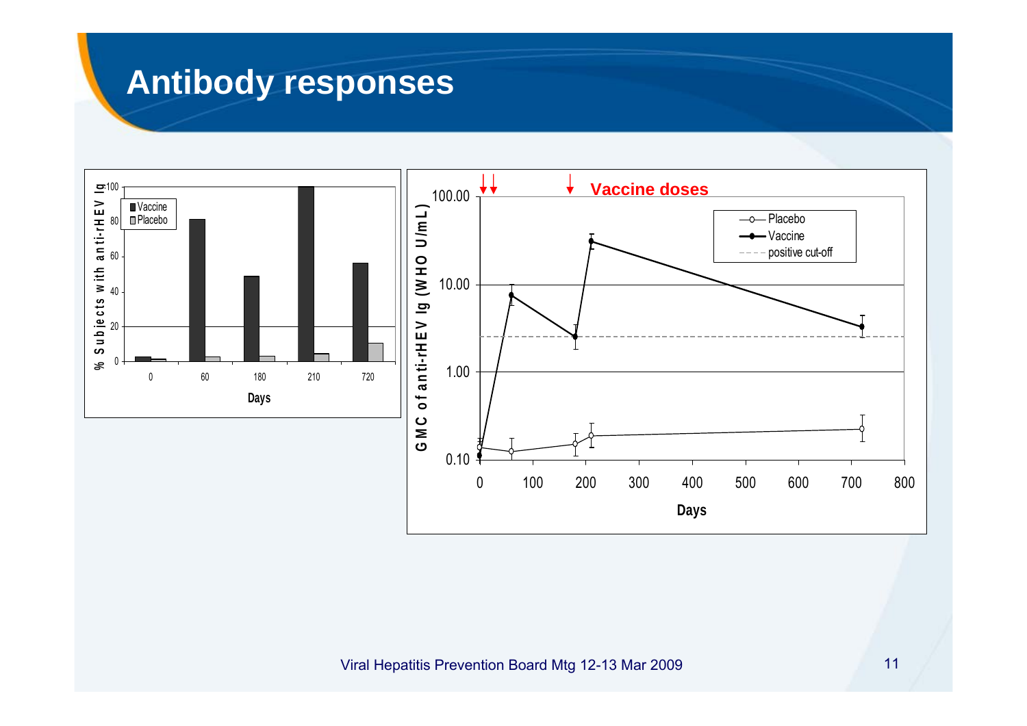# Antibody responses

Vaccine doses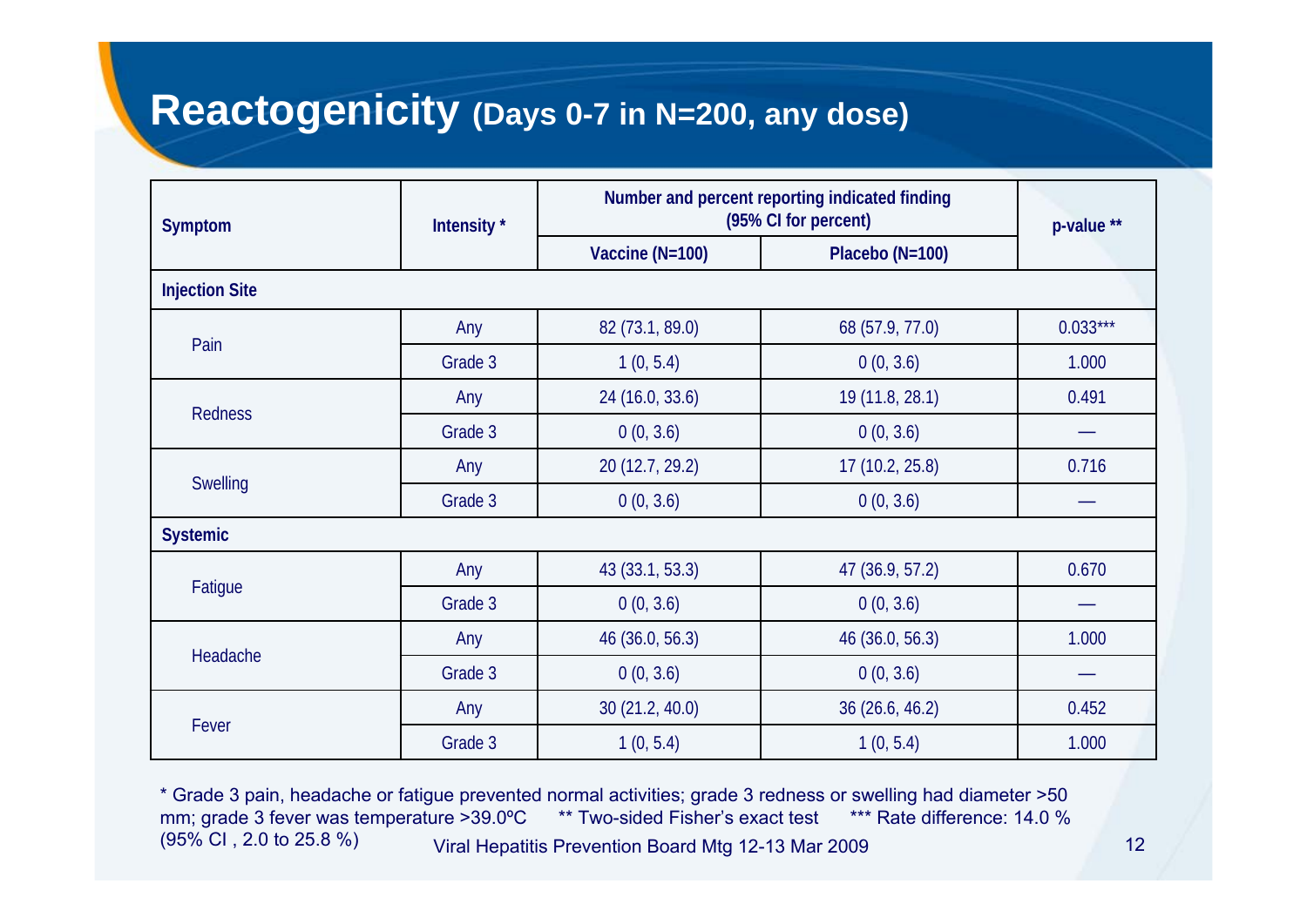# Reactogenicity (Days 0-7 in N=200, any dose)

| Symptom | Intensity * | Number and percent reporting indicated finding (95% CI for percent) | | p-value ** |
|---|---|---|---|---|
| | | Vaccine (N=100) | Placebo (N=100) | |
| **Injection Site** | | | | |
| Pain | Any | 82 (73.1, 89.0) | 68 (57.9, 77.0) | 0.033*** |
| | Grade 3 | 1 (0, 5.4) | 0 (0, 3.6) | 1.000 |
| Redness | Any | 24 (16.0, 33.6) | 19 (11.8, 28.1) | 0.491 |
| | Grade 3 | 0 (0, 3.6) | 0 (0, 3.6) | — |
| Swelling | Any | 20 (12.7, 29.2) | 17 (10.2, 25.8) | 0.716 |
| | Grade 3 | 0 (0, 3.6) | 0 (0, 3.6) | — |
| **Systemic** | | | | |
| Fatigue | Any | 43 (33.1, 53.3) | 47 (36.9, 57.2) | 0.670 |
| | Grade 3 | 0 (0, 3.6) | 0 (0, 3.6) | — |
| Headache | Any | 46 (36.0, 56.3) | 46 (36.0, 56.3) | 1.000 |
| | Grade 3 | 0 (0, 3.6) | 0 (0, 3.6) | — |
| Fever | Any | 30 (21.2, 40.0) | 36 (26.6, 46.2) | 0.452 |
| | Grade 3 | 1 (0, 5.4) | 1 (0, 5.4) | 1.000 |

* Grade 3 pain, headache or fatigue prevented normal activities; grade 3 redness or swelling had diameter >50 mm; grade 3 fever was temperature >39.0ºC ** Two-sided Fisher's exact test *** Rate difference: 14.0 % (95% CI , 2.0 to 25.8 %)

Viral Hepatitis Prevention Board Mtg 12-13 Mar 2009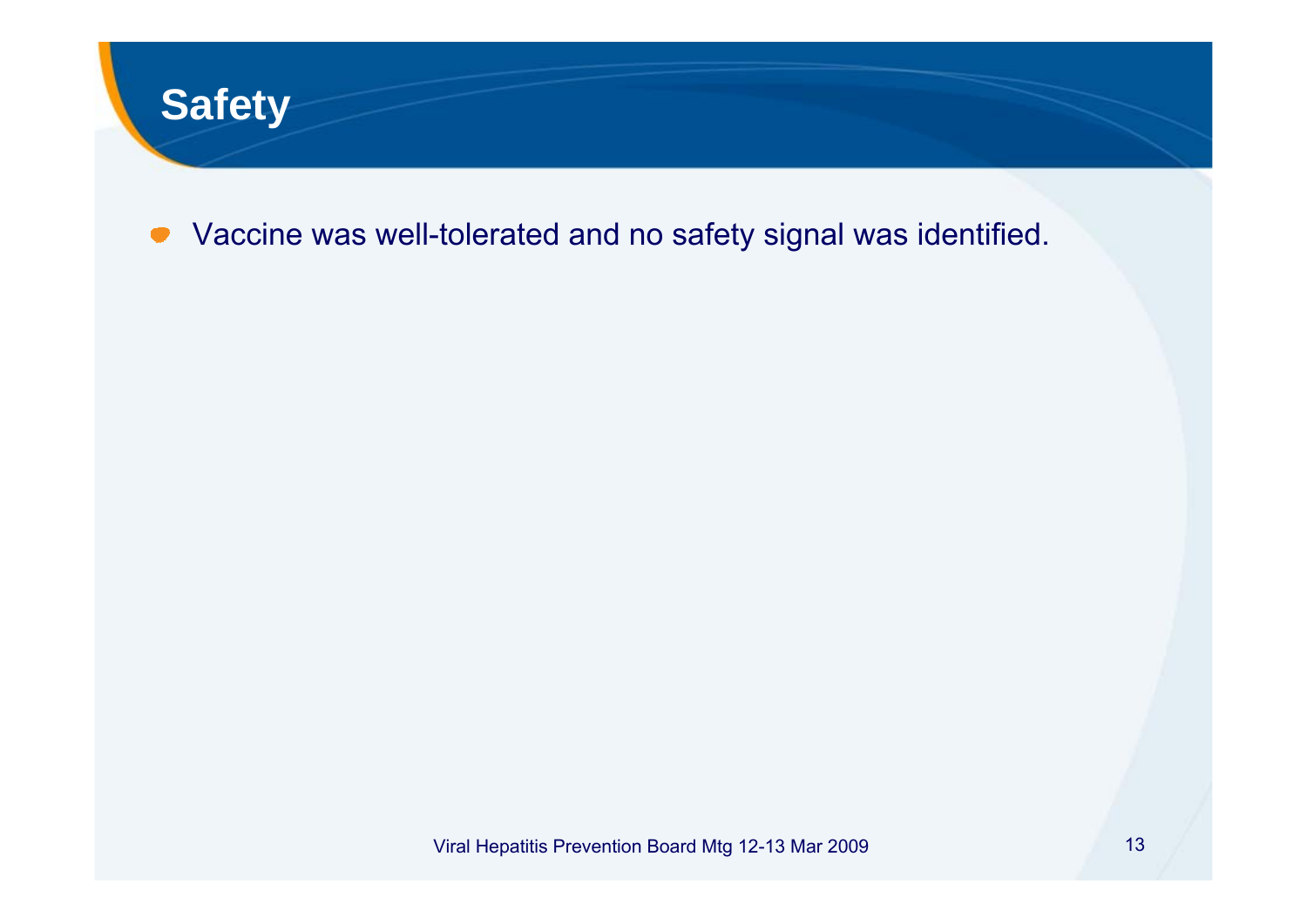# Safety

- Vaccine was well-tolerated and no safety signal was identified.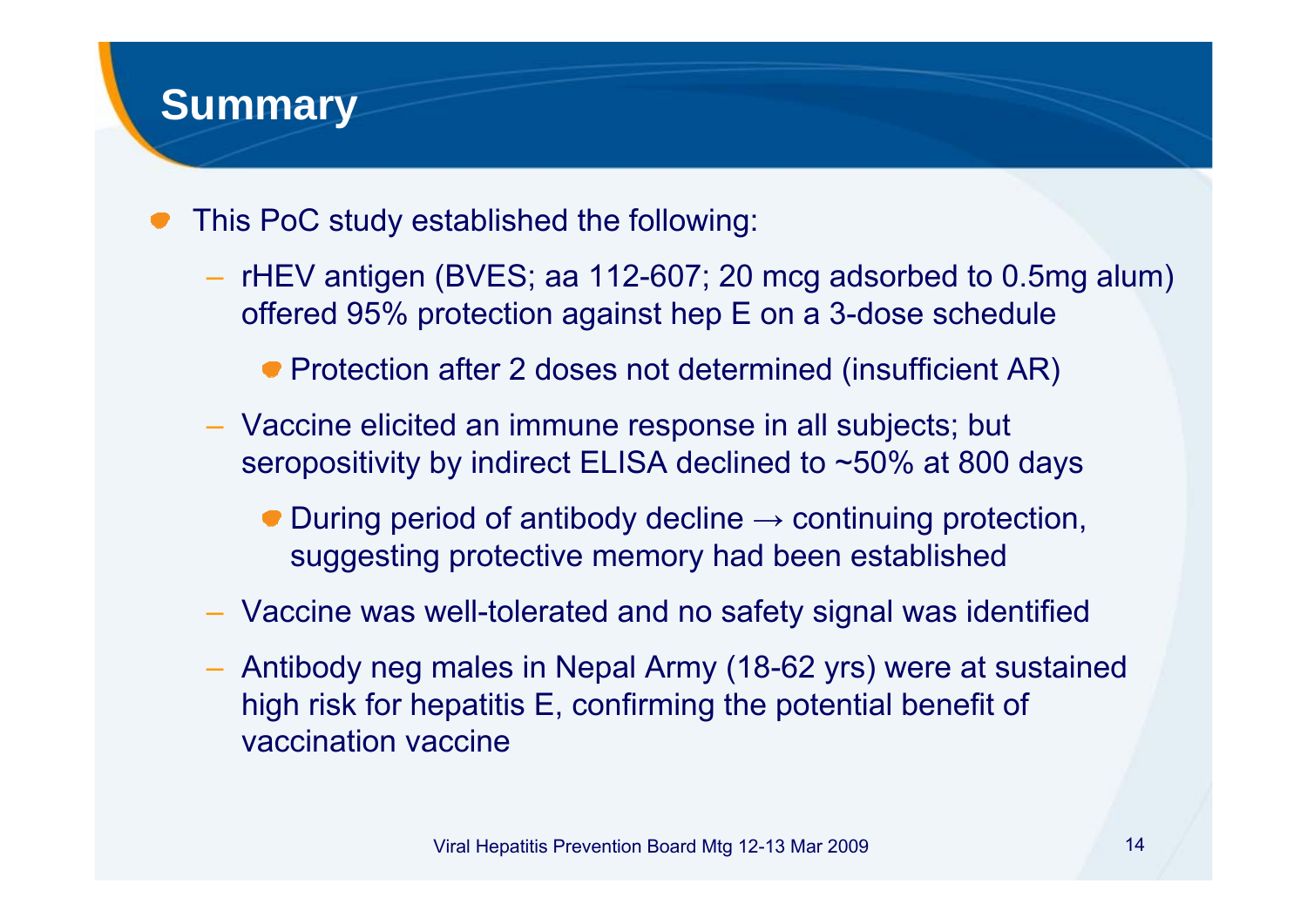# Summary

- This PoC study established the following:
  - rHEV antigen (BVES; aa 112-607; 20 mcg adsorbed to 0.5mg alum) offered 95% protection against hep E on a 3-dose schedule
    - Protection after 2 doses not determined (insufficient AR)
  - Vaccine elicited an immune response in all subjects; but seropositivity by indirect ELISA declined to ~50% at 800 days
    - During period of antibody decline → continuing protection, suggesting protective memory had been established
  - Vaccine was well-tolerated and no safety signal was identified
  - Antibody neg males in Nepal Army (18-62 yrs) were at sustained high risk for hepatitis E, confirming the potential benefit of vaccination vaccine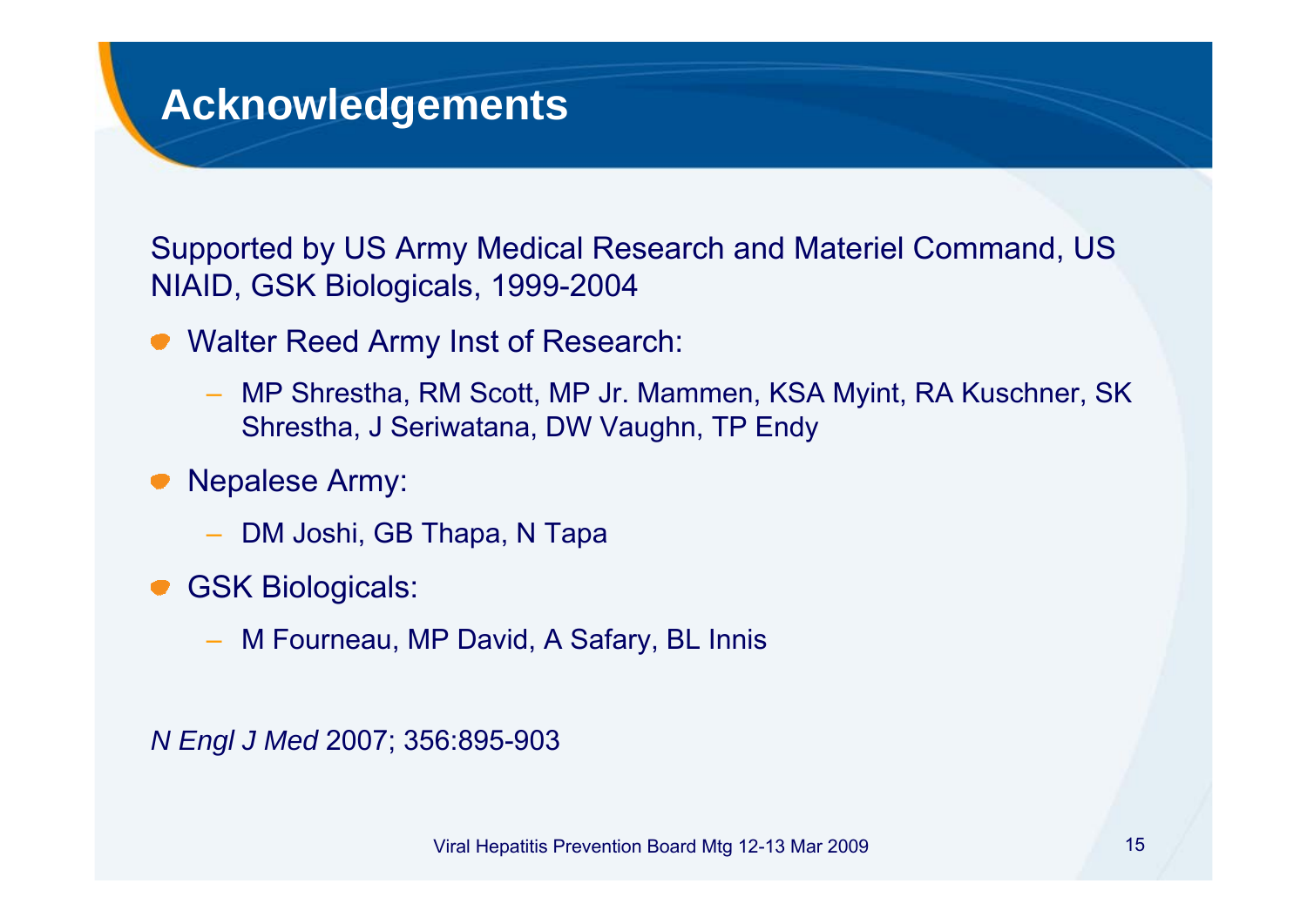# Acknowledgements

Supported by US Army Medical Research and Materiel Command, US NIAID, GSK Biologicals, 1999-2004

- Walter Reed Army Inst of Research:
  - MP Shrestha, RM Scott, MP Jr. Mammen, KSA Myint, RA Kuschner, SK Shrestha, J Seriwatana, DW Vaughn, TP Endy
- Nepalese Army:
  - DM Joshi, GB Thapa, N Tapa
- GSK Biologicals:
  - M Fourneau, MP David, A Safary, BL Innis

*N Engl J Med* 2007; 356:895-903